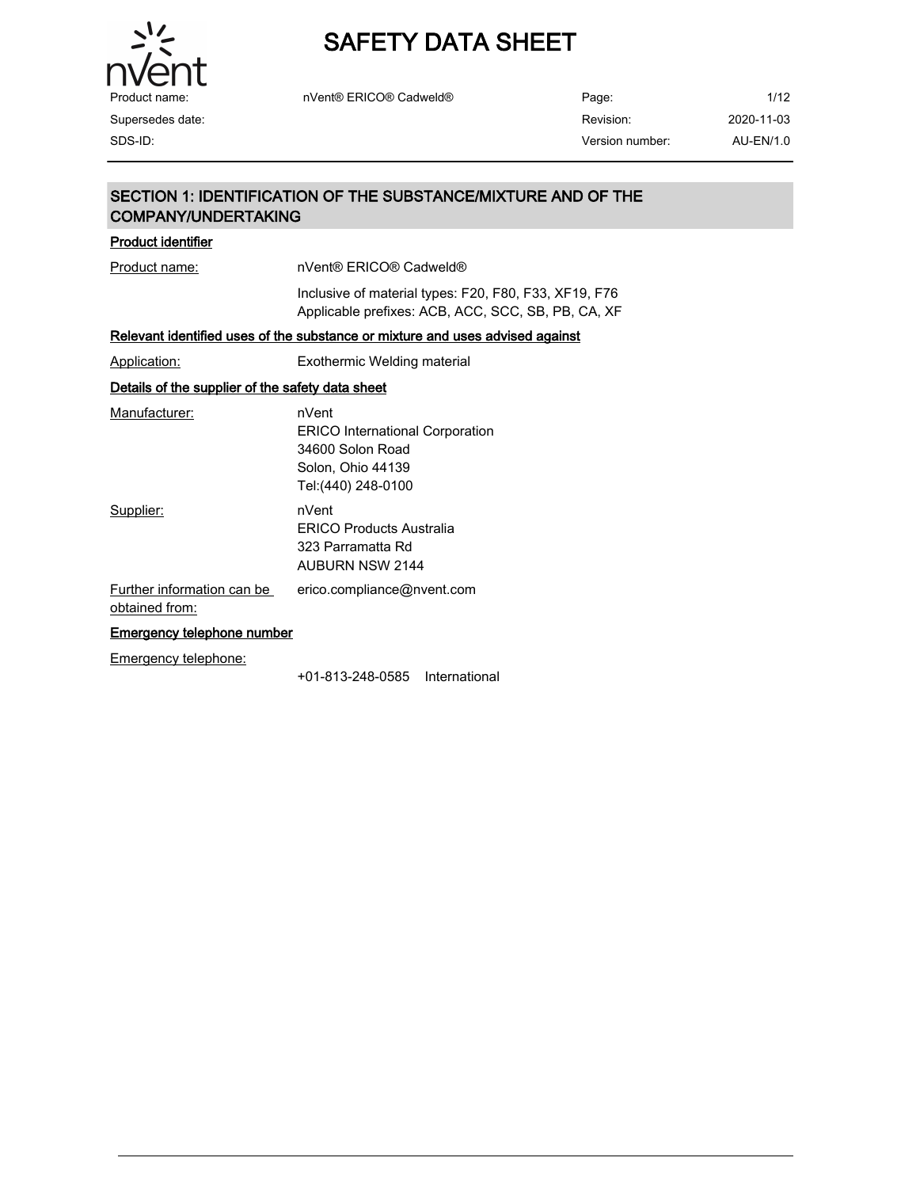# SAFETY DATA SHEET

| | | | |
|---|---|---|---|
| Product name: | nVent® ERICO® Cadweld® | Page: | 1/12 |
| Supersedes date: | | Revision: | 2020-11-03 |
| SDS-ID: | | Version number: | AU-EN/1.0 |

## SECTION 1: IDENTIFICATION OF THE SUBSTANCE/MIXTURE AND OF THE COMPANY/UNDERTAKING

### Product identifier

Product name: nVent® ERICO® Cadweld®

Inclusive of material types: F20, F80, F33, XF19, F76
Applicable prefixes: ACB, ACC, SCC, SB, PB, CA, XF

### Relevant identified uses of the substance or mixture and uses advised against

Application: Exothermic Welding material

### Details of the supplier of the safety data sheet

Manufacturer:
nVent
ERICO International Corporation
34600 Solon Road
Solon, Ohio 44139
Tel:(440) 248-0100

Supplier:
nVent
ERICO Products Australia
323 Parramatta Rd
AUBURN NSW 2144

Further information can be obtained from: erico.compliance@nvent.com

### Emergency telephone number

Emergency telephone:
+01-813-248-0585 International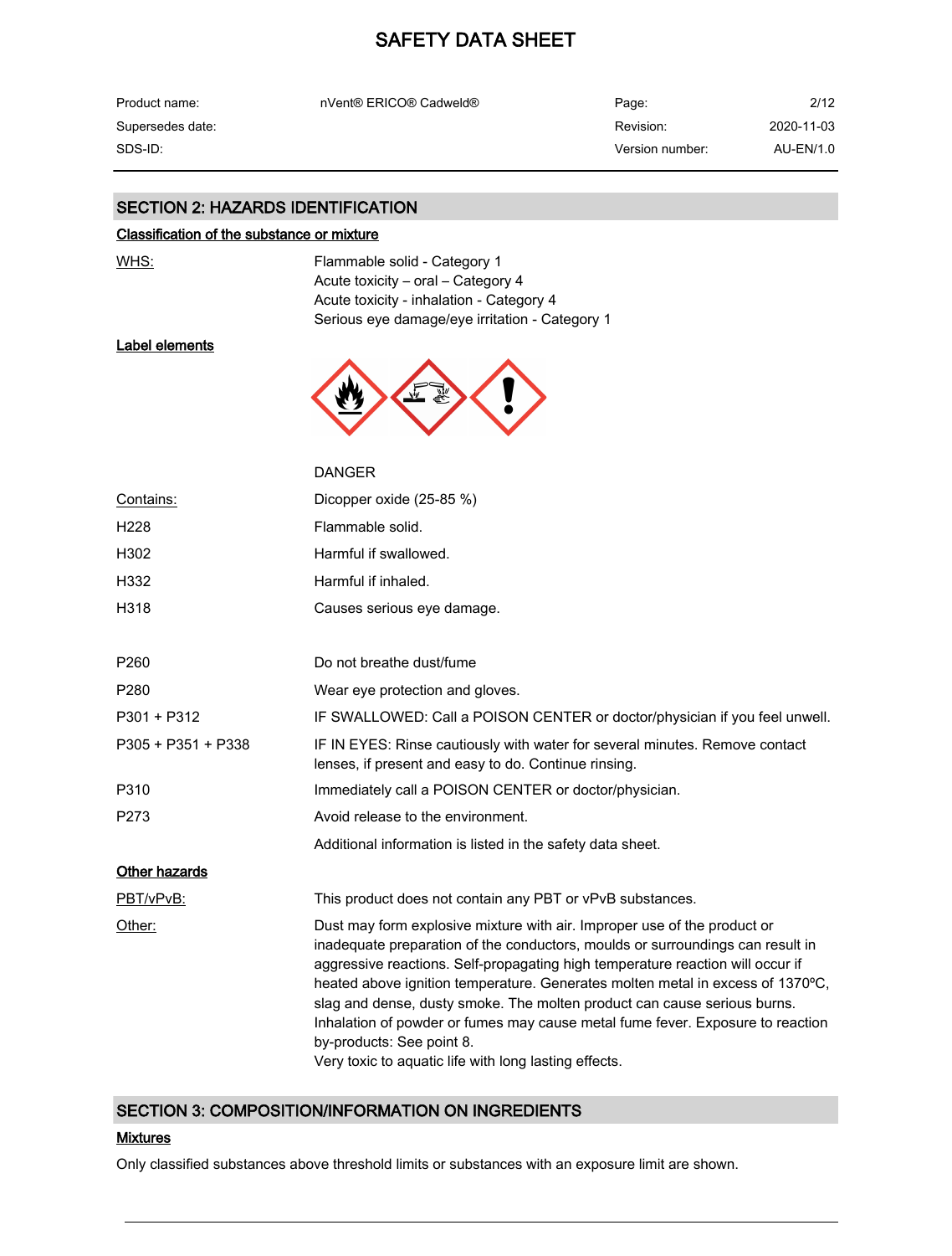## SECTION 2: HAZARDS IDENTIFICATION

### Classification of the substance or mixture

| | |
|---|---|
| WHS: | Flammable solid - Category 1<br>Acute toxicity – oral – Category 4<br>Acute toxicity - inhalation - Category 4<br>Serious eye damage/eye irritation - Category 1 |

### Label elements

DANGER

| | |
|---|---|
| Contains: | Dicopper oxide (25-85 %) |
| H228 | Flammable solid. |
| H302 | Harmful if swallowed. |
| H332 | Harmful if inhaled. |
| H318 | Causes serious eye damage. |
| P260 | Do not breathe dust/fume |
| P280 | Wear eye protection and gloves. |
| P301 + P312 | IF SWALLOWED: Call a POISON CENTER or doctor/physician if you feel unwell. |
| P305 + P351 + P338 | IF IN EYES: Rinse cautiously with water for several minutes. Remove contact lenses, if present and easy to do. Continue rinsing. |
| P310 | Immediately call a POISON CENTER or doctor/physician. |
| P273 | Avoid release to the environment. |
| | Additional information is listed in the safety data sheet. |

### Other hazards

| | |
|---|---|
| PBT/vPvB: | This product does not contain any PBT or vPvB substances. |
| Other: | Dust may form explosive mixture with air. Improper use of the product or inadequate preparation of the conductors, moulds or surroundings can result in aggressive reactions. Self-propagating high temperature reaction will occur if heated above ignition temperature. Generates molten metal in excess of 1370ºC, slag and dense, dusty smoke. The molten product can cause serious burns. Inhalation of powder or fumes may cause metal fume fever. Exposure to reaction by-products: See point 8.<br>Very toxic to aquatic life with long lasting effects. |

## SECTION 3: COMPOSITION/INFORMATION ON INGREDIENTS

### Mixtures

Only classified substances above threshold limits or substances with an exposure limit are shown.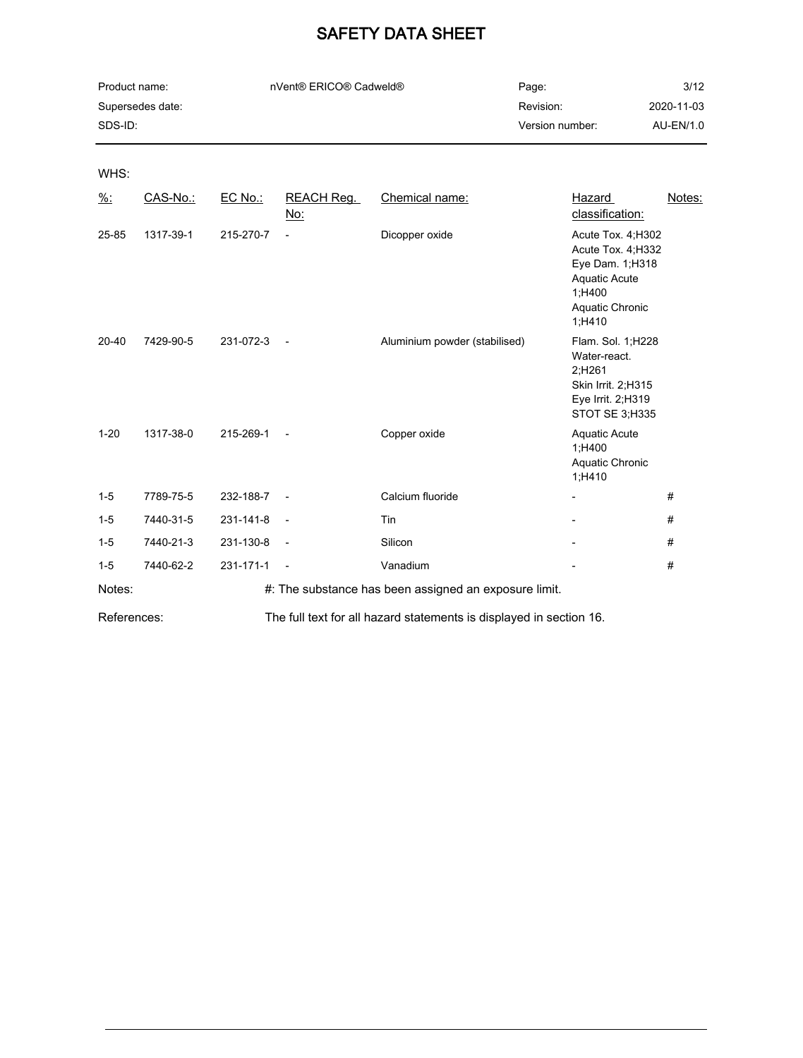WHS:

| %: | CAS-No.: | EC No.: | REACH Reg. No: | Chemical name: | Hazard classification: | Notes: |
|---|---|---|---|---|---|---|
| 25-85 | 1317-39-1 | 215-270-7 | - | Dicopper oxide | Acute Tox. 4;H302<br>Acute Tox. 4;H332<br>Eye Dam. 1;H318<br>Aquatic Acute 1;H400<br>Aquatic Chronic 1;H410 | |
| 20-40 | 7429-90-5 | 231-072-3 | - | Aluminium powder (stabilised) | Flam. Sol. 1;H228<br>Water-react. 2;H261<br>Skin Irrit. 2;H315<br>Eye Irrit. 2;H319<br>STOT SE 3;H335 | |
| 1-20 | 1317-38-0 | 215-269-1 | - | Copper oxide | Aquatic Acute 1;H400<br>Aquatic Chronic 1;H410 | |
| 1-5 | 7789-75-5 | 232-188-7 | - | Calcium fluoride | - | # |
| 1-5 | 7440-31-5 | 231-141-8 | - | Tin | - | # |
| 1-5 | 7440-21-3 | 231-130-8 | - | Silicon | - | # |
| 1-5 | 7440-62-2 | 231-171-1 | - | Vanadium | - | # |

Notes: #: The substance has been assigned an exposure limit.

References: The full text for all hazard statements is displayed in section 16.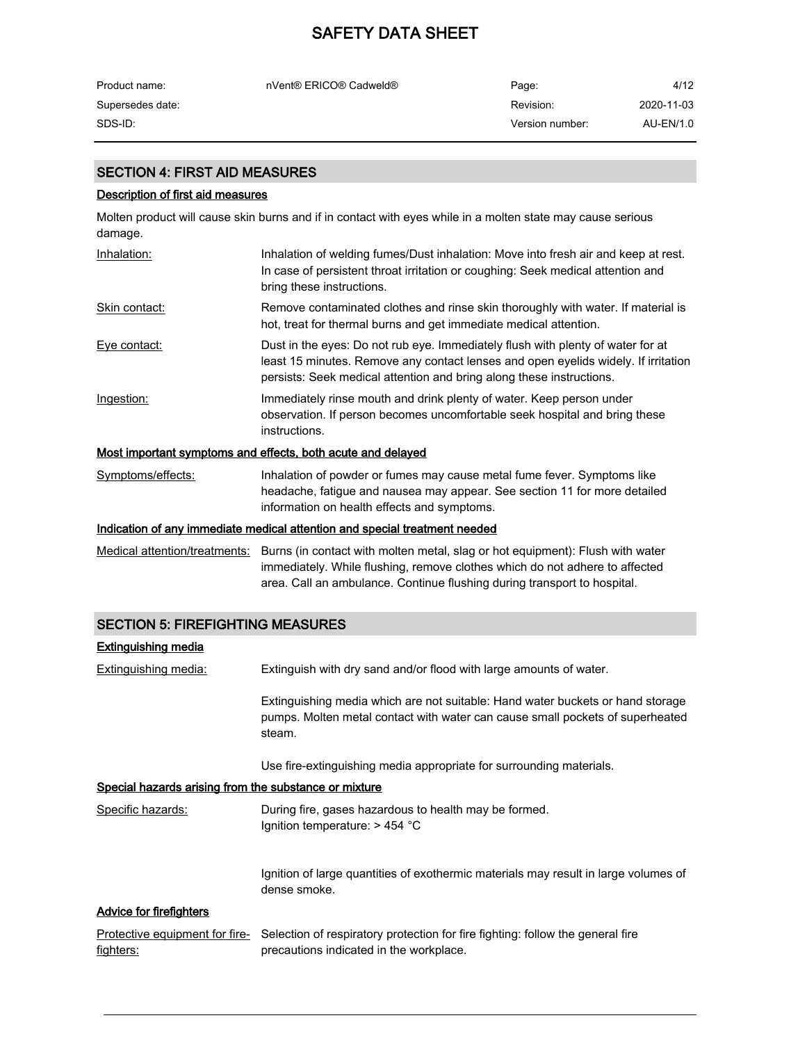## SECTION 4: FIRST AID MEASURES

### Description of first aid measures

Molten product will cause skin burns and if in contact with eyes while in a molten state may cause serious damage.

| | |
|---|---|
| Inhalation: | Inhalation of welding fumes/Dust inhalation: Move into fresh air and keep at rest. In case of persistent throat irritation or coughing: Seek medical attention and bring these instructions. |
| Skin contact: | Remove contaminated clothes and rinse skin thoroughly with water. If material is hot, treat for thermal burns and get immediate medical attention. |
| Eye contact: | Dust in the eyes: Do not rub eye. Immediately flush with plenty of water for at least 15 minutes. Remove any contact lenses and open eyelids widely. If irritation persists: Seek medical attention and bring along these instructions. |
| Ingestion: | Immediately rinse mouth and drink plenty of water. Keep person under observation. If person becomes uncomfortable seek hospital and bring these instructions. |

### Most important symptoms and effects, both acute and delayed

| | |
|---|---|
| Symptoms/effects: | Inhalation of powder or fumes may cause metal fume fever. Symptoms like headache, fatigue and nausea may appear. See section 11 for more detailed information on health effects and symptoms. |

### Indication of any immediate medical attention and special treatment needed

| | |
|---|---|
| Medical attention/treatments: | Burns (in contact with molten metal, slag or hot equipment): Flush with water immediately. While flushing, remove clothes which do not adhere to affected area. Call an ambulance. Continue flushing during transport to hospital. |

## SECTION 5: FIREFIGHTING MEASURES

### Extinguishing media

| | |
|---|---|
| Extinguishing media: | Extinguish with dry sand and/or flood with large amounts of water.<br><br>Extinguishing media which are not suitable: Hand water buckets or hand storage pumps. Molten metal contact with water can cause small pockets of superheated steam.<br><br>Use fire-extinguishing media appropriate for surrounding materials. |

### Special hazards arising from the substance or mixture

| | |
|---|---|
| Specific hazards: | During fire, gases hazardous to health may be formed.<br>Ignition temperature: > 454 °C<br><br>Ignition of large quantities of exothermic materials may result in large volumes of dense smoke. |

### Advice for firefighters

| | |
|---|---|
| Protective equipment for fire-fighters: | Selection of respiratory protection for fire fighting: follow the general fire precautions indicated in the workplace. |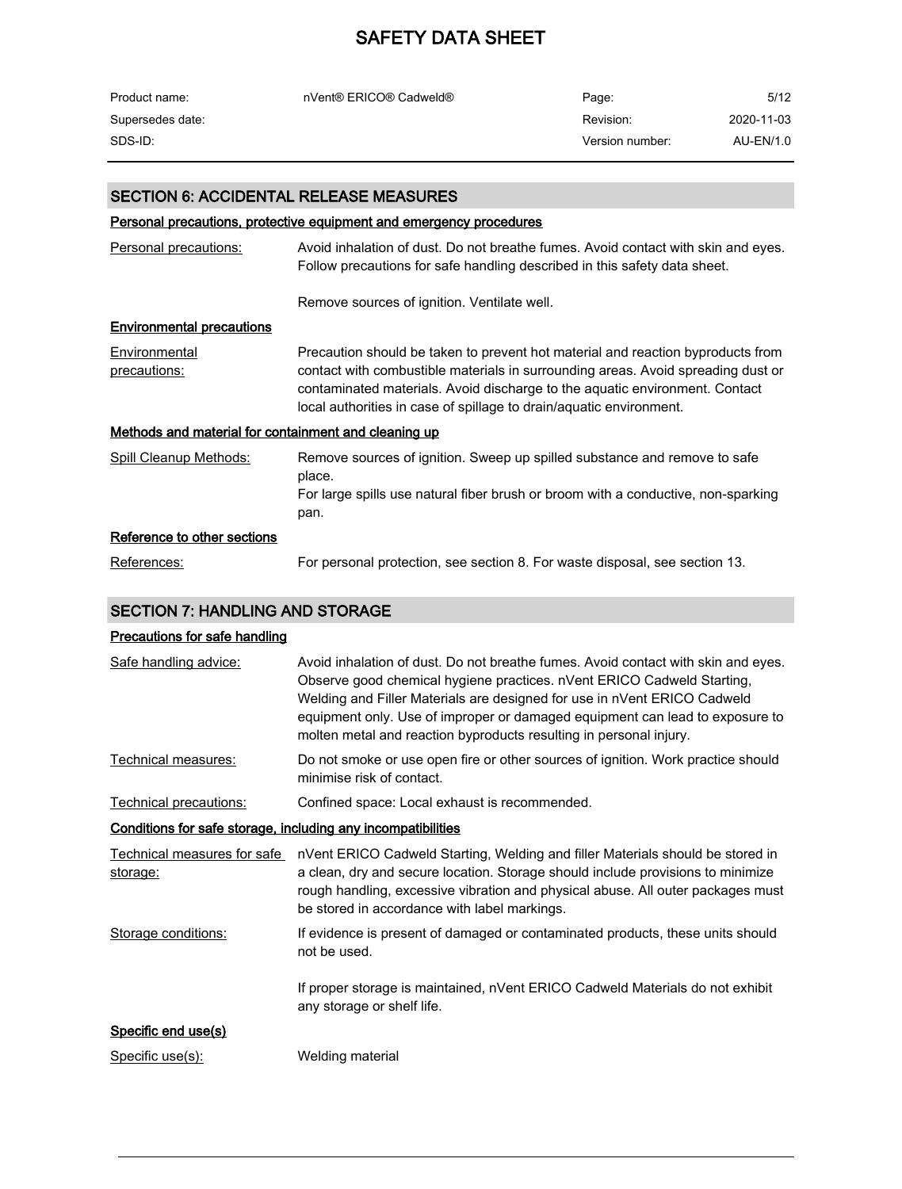## SECTION 6: ACCIDENTAL RELEASE MEASURES

### Personal precautions, protective equipment and emergency procedures

| | |
|---|---|
| Personal precautions: | Avoid inhalation of dust. Do not breathe fumes. Avoid contact with skin and eyes. Follow precautions for safe handling described in this safety data sheet.<br><br>Remove sources of ignition. Ventilate well. |

### Environmental precautions

| | |
|---|---|
| Environmental precautions: | Precaution should be taken to prevent hot material and reaction byproducts from contact with combustible materials in surrounding areas. Avoid spreading dust or contaminated materials. Avoid discharge to the aquatic environment. Contact local authorities in case of spillage to drain/aquatic environment. |

### Methods and material for containment and cleaning up

| | |
|---|---|
| Spill Cleanup Methods: | Remove sources of ignition. Sweep up spilled substance and remove to safe place.<br>For large spills use natural fiber brush or broom with a conductive, non-sparking pan. |

### Reference to other sections

| | |
|---|---|
| References: | For personal protection, see section 8. For waste disposal, see section 13. |

## SECTION 7: HANDLING AND STORAGE

### Precautions for safe handling

| | |
|---|---|
| Safe handling advice: | Avoid inhalation of dust. Do not breathe fumes. Avoid contact with skin and eyes. Observe good chemical hygiene practices. nVent ERICO Cadweld Starting, Welding and Filler Materials are designed for use in nVent ERICO Cadweld equipment only. Use of improper or damaged equipment can lead to exposure to molten metal and reaction byproducts resulting in personal injury. |
| Technical measures: | Do not smoke or use open fire or other sources of ignition. Work practice should minimise risk of contact. |
| Technical precautions: | Confined space: Local exhaust is recommended. |

### Conditions for safe storage, including any incompatibilities

| | |
|---|---|
| Technical measures for safe storage: | nVent ERICO Cadweld Starting, Welding and filler Materials should be stored in a clean, dry and secure location. Storage should include provisions to minimize rough handling, excessive vibration and physical abuse. All outer packages must be stored in accordance with label markings. |
| Storage conditions: | If evidence is present of damaged or contaminated products, these units should not be used.<br><br>If proper storage is maintained, nVent ERICO Cadweld Materials do not exhibit any storage or shelf life. |

### Specific end use(s)

| | |
|---|---|
| Specific use(s): | Welding material |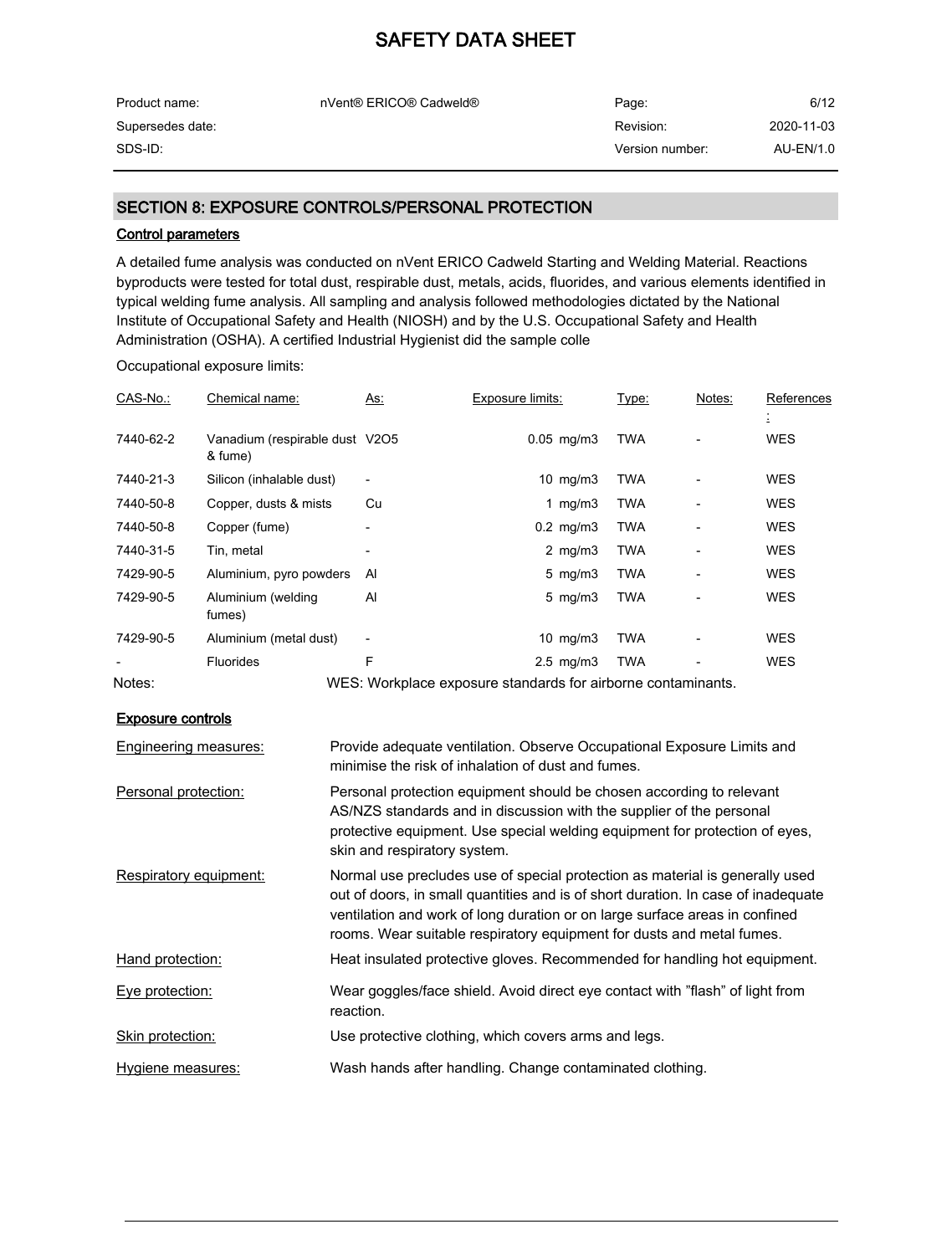# SAFETY DATA SHEET

| Product name: | nVent® ERICO® Cadweld® | Page: | 6/12 |
|---|---|---|---|
| Supersedes date: | | Revision: | 2020-11-03 |
| SDS-ID: | | Version number: | AU-EN/1.0 |

## SECTION 8: EXPOSURE CONTROLS/PERSONAL PROTECTION

### Control parameters

A detailed fume analysis was conducted on nVent ERICO Cadweld Starting and Welding Material. Reactions byproducts were tested for total dust, respirable dust, metals, acids, fluorides, and various elements identified in typical welding fume analysis. All sampling and analysis followed methodologies dictated by the National Institute of Occupational Safety and Health (NIOSH) and by the U.S. Occupational Safety and Health Administration (OSHA). A certified Industrial Hygienist did the sample colle

Occupational exposure limits:

| CAS-No.: | Chemical name: | As: | Exposure limits: | Type: | Notes: | References: |
|---|---|---|---|---|---|---|
| 7440-62-2 | Vanadium (respirable dust & fume) | $V_2O_5$ | 0.05 mg/m3 | TWA | - | WES |
| 7440-21-3 | Silicon (inhalable dust) | - | 10 mg/m3 | TWA | - | WES |
| 7440-50-8 | Copper, dusts & mists | Cu | 1 mg/m3 | TWA | - | WES |
| 7440-50-8 | Copper (fume) | - | 0.2 mg/m3 | TWA | - | WES |
| 7440-31-5 | Tin, metal | - | 2 mg/m3 | TWA | - | WES |
| 7429-90-5 | Aluminium, pyro powders | Al | 5 mg/m3 | TWA | - | WES |
| 7429-90-5 | Aluminium (welding fumes) | Al | 5 mg/m3 | TWA | - | WES |
| 7429-90-5 | Aluminium (metal dust) | - | 10 mg/m3 | TWA | - | WES |
| - | Fluorides | F | 2.5 mg/m3 | TWA | - | WES |

Notes: WES: Workplace exposure standards for airborne contaminants.

### Exposure controls

**Engineering measures:** Provide adequate ventilation. Observe Occupational Exposure Limits and minimise the risk of inhalation of dust and fumes.

**Personal protection:** Personal protection equipment should be chosen according to relevant AS/NZS standards and in discussion with the supplier of the personal protective equipment. Use special welding equipment for protection of eyes, skin and respiratory system.

**Respiratory equipment:** Normal use precludes use of special protection as material is generally used out of doors, in small quantities and is of short duration. In case of inadequate ventilation and work of long duration or on large surface areas in confined rooms. Wear suitable respiratory equipment for dusts and metal fumes.

**Hand protection:** Heat insulated protective gloves. Recommended for handling hot equipment.

**Eye protection:** Wear goggles/face shield. Avoid direct eye contact with "flash" of light from reaction.

**Skin protection:** Use protective clothing, which covers arms and legs.

**Hygiene measures:** Wash hands after handling. Change contaminated clothing.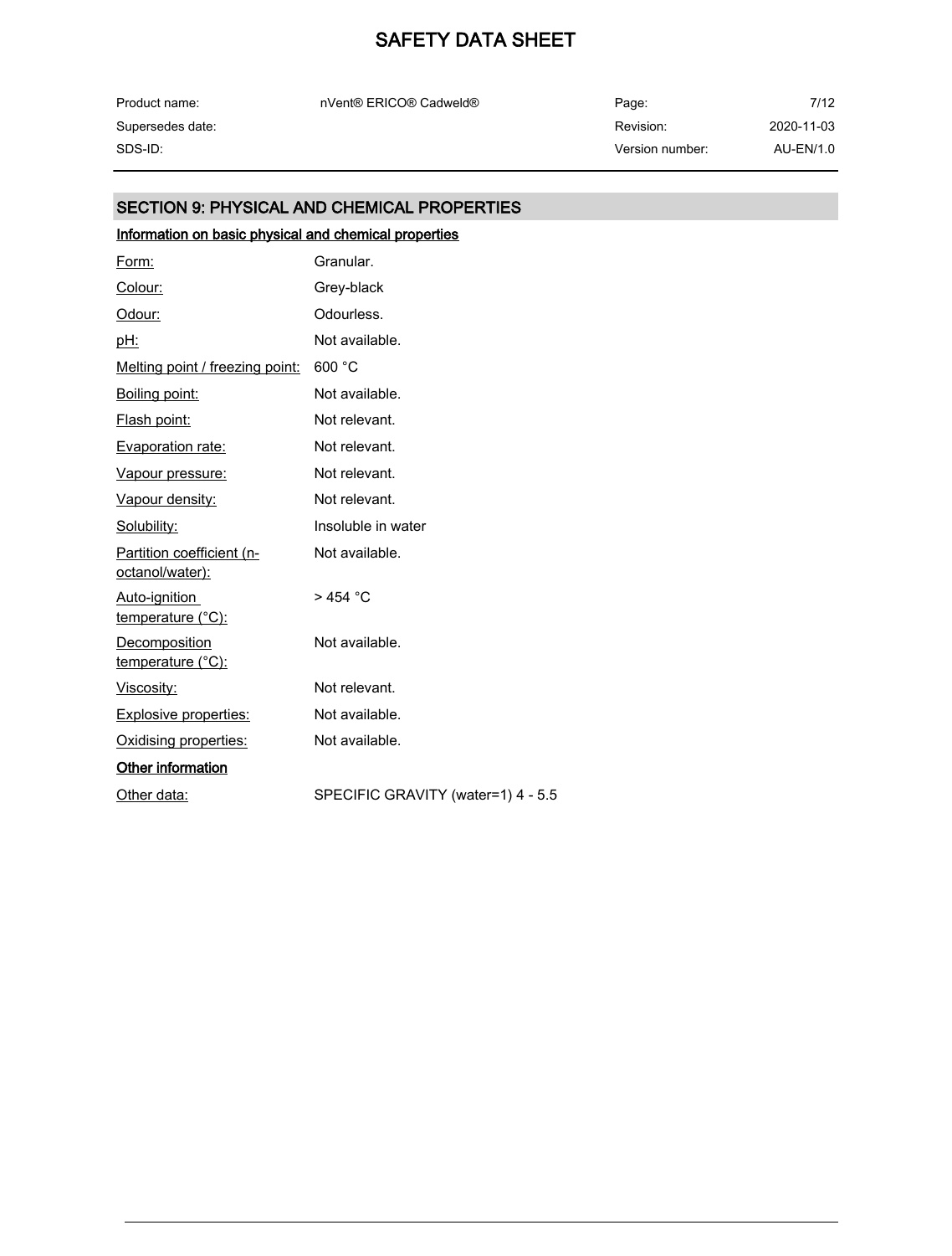## SECTION 9: PHYSICAL AND CHEMICAL PROPERTIES

### Information on basic physical and chemical properties

| Property | Value |
|---|---|
| Form: | Granular. |
| Colour: | Grey-black |
| Odour: | Odourless. |
| pH: | Not available. |
| Melting point / freezing point: | 600 °C |
| Boiling point: | Not available. |
| Flash point: | Not relevant. |
| Evaporation rate: | Not relevant. |
| Vapour pressure: | Not relevant. |
| Vapour density: | Not relevant. |
| Solubility: | Insoluble in water |
| Partition coefficient (n-octanol/water): | Not available. |
| Auto-ignition temperature (°C): | > 454 °C |
| Decomposition temperature (°C): | Not available. |
| Viscosity: | Not relevant. |
| Explosive properties: | Not available. |
| Oxidising properties: | Not available. |

### Other information

| Property | Value |
|---|---|
| Other data: | SPECIFIC GRAVITY (water=1) 4 - 5.5 |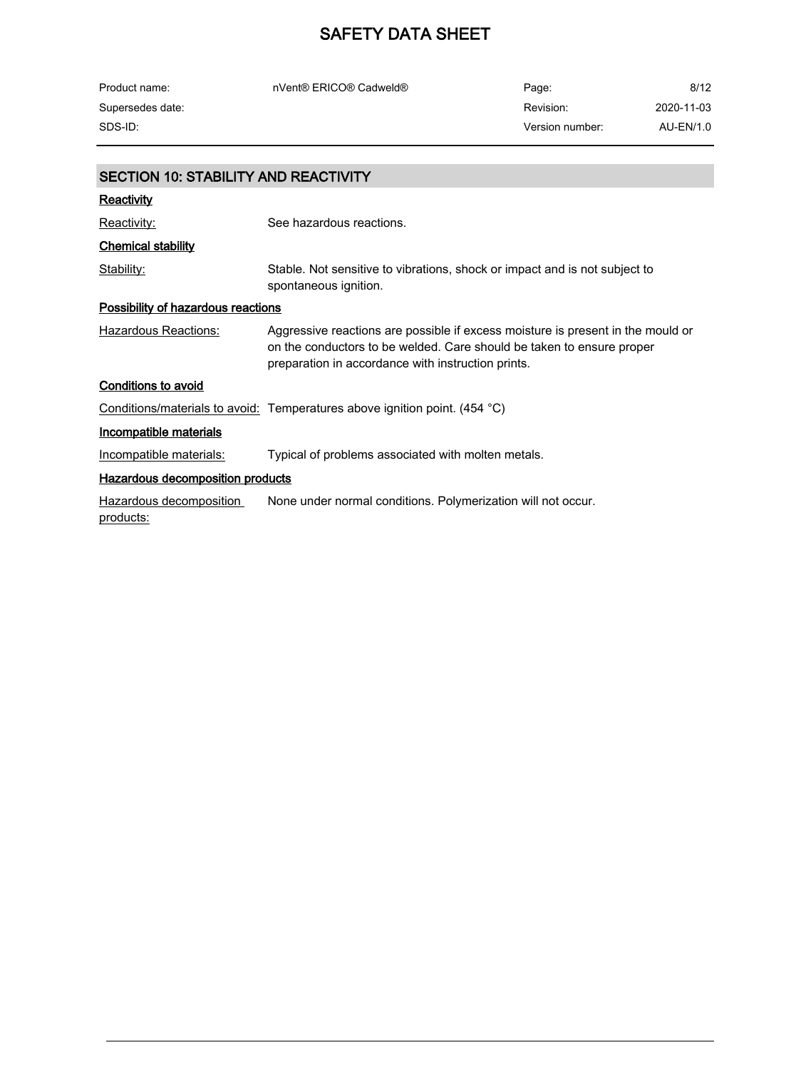## SECTION 10: STABILITY AND REACTIVITY

### Reactivity

Reactivity: See hazardous reactions.

### Chemical stability

Stability: Stable. Not sensitive to vibrations, shock or impact and is not subject to spontaneous ignition.

### Possibility of hazardous reactions

Hazardous Reactions: Aggressive reactions are possible if excess moisture is present in the mould or on the conductors to be welded. Care should be taken to ensure proper preparation in accordance with instruction prints.

### Conditions to avoid

Conditions/materials to avoid: Temperatures above ignition point. (454 °C)

### Incompatible materials

Incompatible materials: Typical of problems associated with molten metals.

### Hazardous decomposition products

Hazardous decomposition products: None under normal conditions. Polymerization will not occur.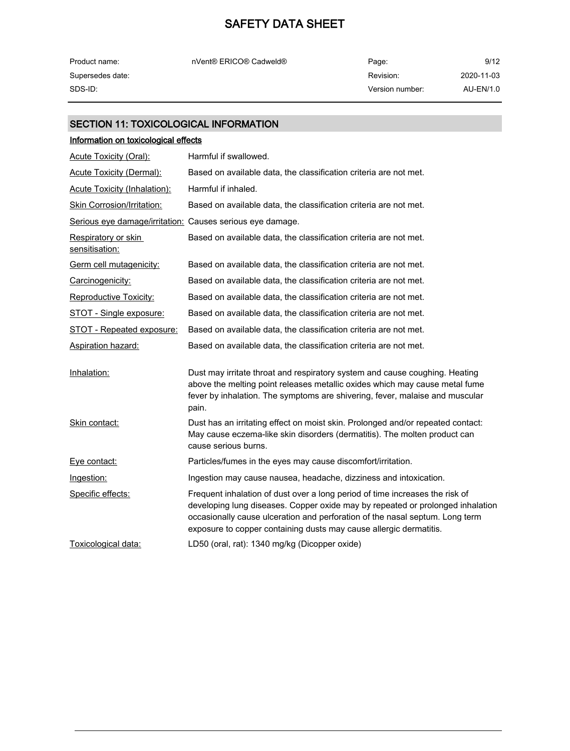## SECTION 11: TOXICOLOGICAL INFORMATION

### Information on toxicological effects

| | |
|---|---|
| Acute Toxicity (Oral): | Harmful if swallowed. |
| Acute Toxicity (Dermal): | Based on available data, the classification criteria are not met. |
| Acute Toxicity (Inhalation): | Harmful if inhaled. |
| Skin Corrosion/Irritation: | Based on available data, the classification criteria are not met. |
| Serious eye damage/irritation: | Causes serious eye damage. |
| Respiratory or skin sensitisation: | Based on available data, the classification criteria are not met. |
| Germ cell mutagenicity: | Based on available data, the classification criteria are not met. |
| Carcinogenicity: | Based on available data, the classification criteria are not met. |
| Reproductive Toxicity: | Based on available data, the classification criteria are not met. |
| STOT - Single exposure: | Based on available data, the classification criteria are not met. |
| STOT - Repeated exposure: | Based on available data, the classification criteria are not met. |
| Aspiration hazard: | Based on available data, the classification criteria are not met. |
| Inhalation: | Dust may irritate throat and respiratory system and cause coughing. Heating above the melting point releases metallic oxides which may cause metal fume fever by inhalation. The symptoms are shivering, fever, malaise and muscular pain. |
| Skin contact: | Dust has an irritating effect on moist skin. Prolonged and/or repeated contact: May cause eczema-like skin disorders (dermatitis). The molten product can cause serious burns. |
| Eye contact: | Particles/fumes in the eyes may cause discomfort/irritation. |
| Ingestion: | Ingestion may cause nausea, headache, dizziness and intoxication. |
| Specific effects: | Frequent inhalation of dust over a long period of time increases the risk of developing lung diseases. Copper oxide may by repeated or prolonged inhalation occasionally cause ulceration and perforation of the nasal septum. Long term exposure to copper containing dusts may cause allergic dermatitis. |
| Toxicological data: | LD50 (oral, rat): 1340 mg/kg (Dicopper oxide) |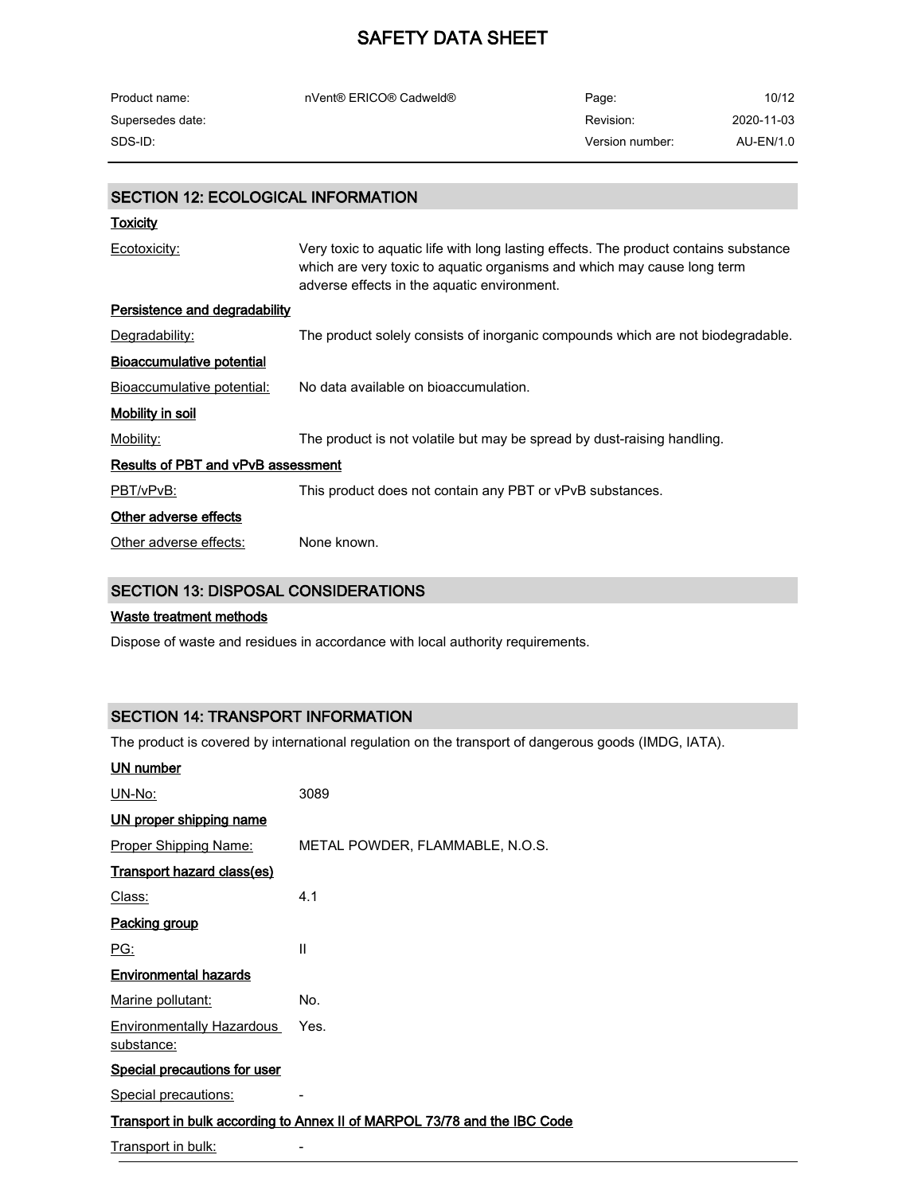## SECTION 12: ECOLOGICAL INFORMATION

### Toxicity

| | |
|---|---|
| Ecotoxicity: | Very toxic to aquatic life with long lasting effects. The product contains substance which are very toxic to aquatic organisms and which may cause long term adverse effects in the aquatic environment. |

### Persistence and degradability

| | |
|---|---|
| Degradability: | The product solely consists of inorganic compounds which are not biodegradable. |

### Bioaccumulative potential

| | |
|---|---|
| Bioaccumulative potential: | No data available on bioaccumulation. |

### Mobility in soil

| | |
|---|---|
| Mobility: | The product is not volatile but may be spread by dust-raising handling. |

### Results of PBT and vPvB assessment

| | |
|---|---|
| PBT/vPvB: | This product does not contain any PBT or vPvB substances. |

### Other adverse effects

| | |
|---|---|
| Other adverse effects: | None known. |

## SECTION 13: DISPOSAL CONSIDERATIONS

### Waste treatment methods

Dispose of waste and residues in accordance with local authority requirements.

## SECTION 14: TRANSPORT INFORMATION

The product is covered by international regulation on the transport of dangerous goods (IMDG, IATA).

### UN number

| | |
|---|---|
| UN-No: | 3089 |

### UN proper shipping name

| | |
|---|---|
| Proper Shipping Name: | METAL POWDER, FLAMMABLE, N.O.S. |

### Transport hazard class(es)

| | |
|---|---|
| Class: | 4.1 |

### Packing group

| | |
|---|---|
| PG: | II |

### Environmental hazards

| | |
|---|---|
| Marine pollutant: | No. |
| Environmentally Hazardous substance: | Yes. |

### Special precautions for user

| | |
|---|---|
| Special precautions: | - |

### Transport in bulk according to Annex II of MARPOL 73/78 and the IBC Code

| | |
|---|---|
| Transport in bulk: | - |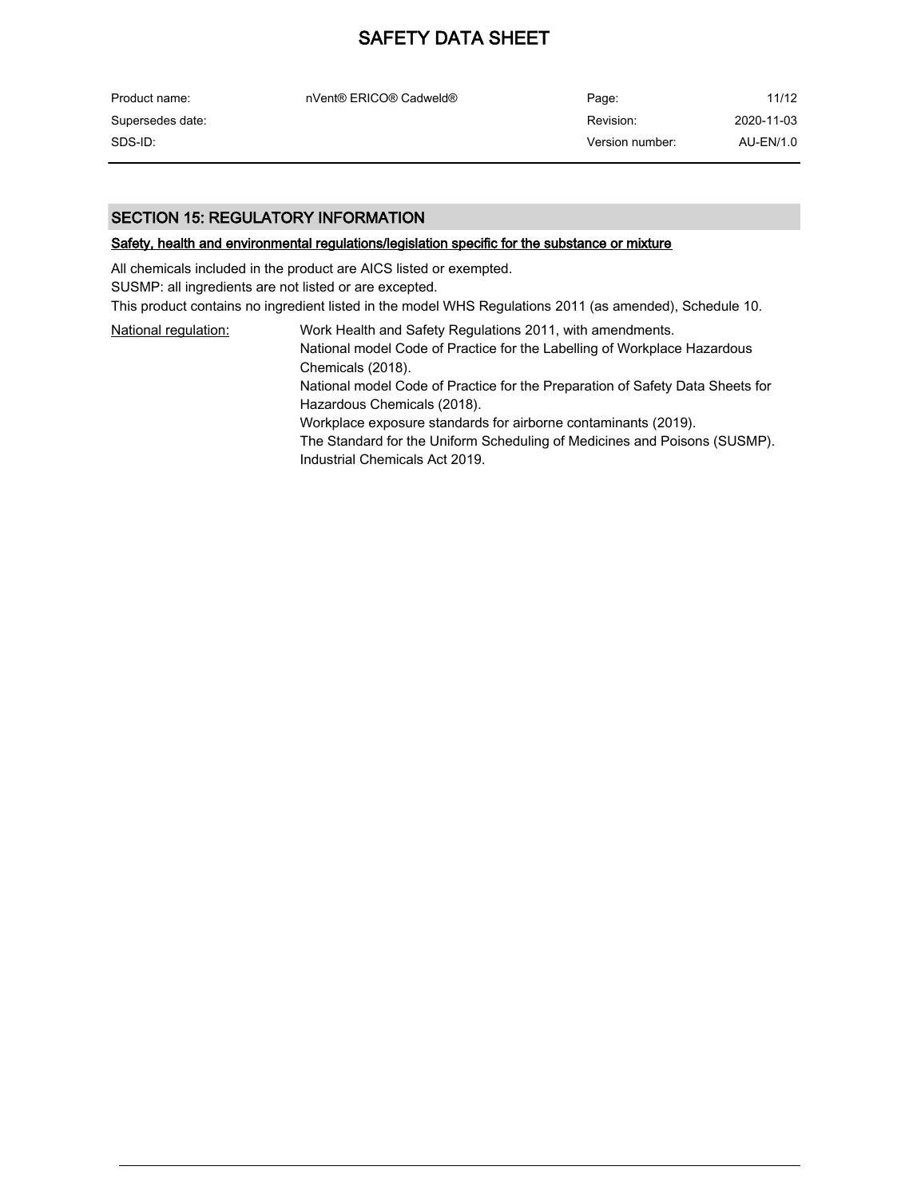## SECTION 15: REGULATORY INFORMATION

### Safety, health and environmental regulations/legislation specific for the substance or mixture

All chemicals included in the product are AICS listed or exempted.
SUSMP: all ingredients are not listed or are excepted.
This product contains no ingredient listed in the model WHS Regulations 2011 (as amended), Schedule 10.

National regulation:

Work Health and Safety Regulations 2011, with amendments.
National model Code of Practice for the Labelling of Workplace Hazardous Chemicals (2018).
National model Code of Practice for the Preparation of Safety Data Sheets for Hazardous Chemicals (2018).
Workplace exposure standards for airborne contaminants (2019).
The Standard for the Uniform Scheduling of Medicines and Poisons (SUSMP).
Industrial Chemicals Act 2019.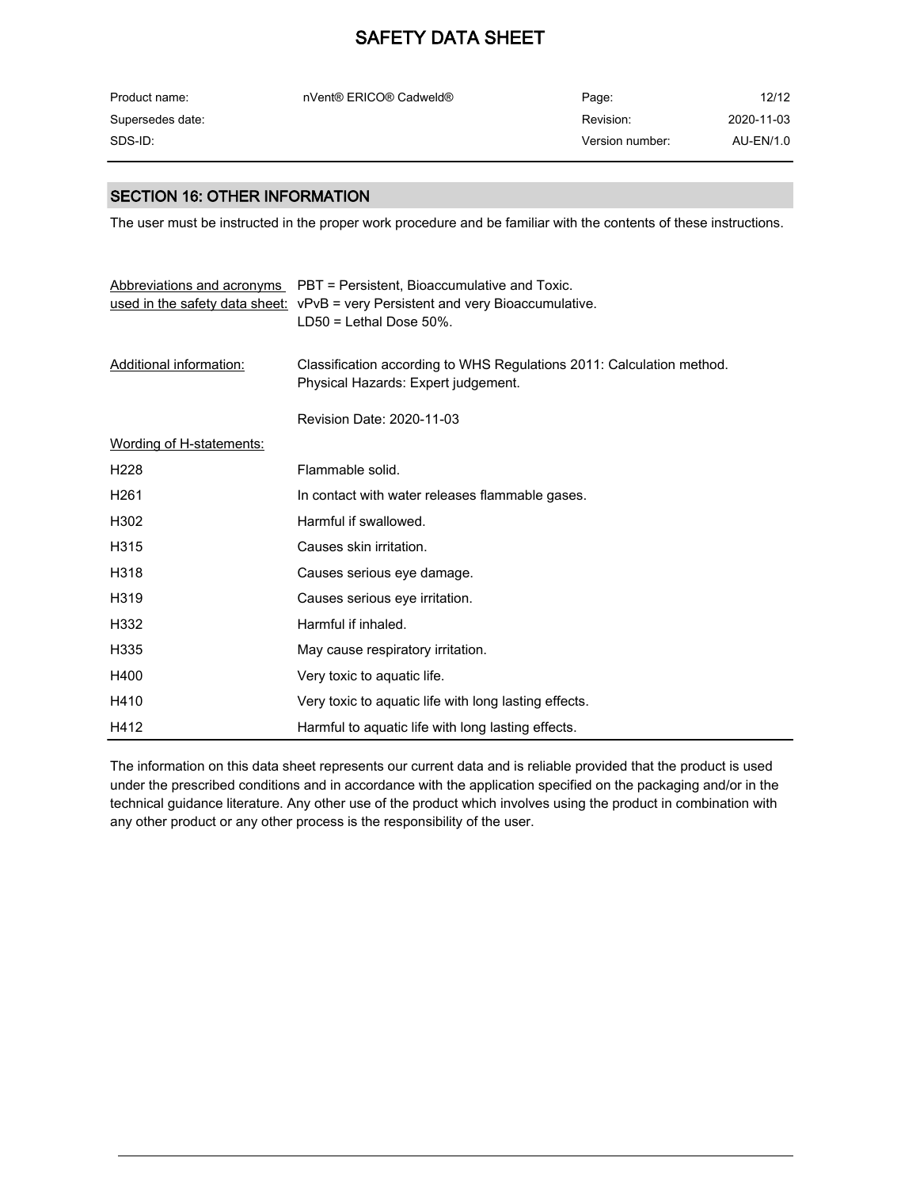## SECTION 16: OTHER INFORMATION

The user must be instructed in the proper work procedure and be familiar with the contents of these instructions.

| | |
|---|---|
| Abbreviations and acronyms used in the safety data sheet: | PBT = Persistent, Bioaccumulative and Toxic.<br>vPvB = very Persistent and very Bioaccumulative.<br>LD50 = Lethal Dose 50%. |
| Additional information: | Classification according to WHS Regulations 2011: Calculation method.<br>Physical Hazards: Expert judgement.<br><br>Revision Date: 2020-11-03 |
| Wording of H-statements: | |
| H228 | Flammable solid. |
| H261 | In contact with water releases flammable gases. |
| H302 | Harmful if swallowed. |
| H315 | Causes skin irritation. |
| H318 | Causes serious eye damage. |
| H319 | Causes serious eye irritation. |
| H332 | Harmful if inhaled. |
| H335 | May cause respiratory irritation. |
| H400 | Very toxic to aquatic life. |
| H410 | Very toxic to aquatic life with long lasting effects. |
| H412 | Harmful to aquatic life with long lasting effects. |

The information on this data sheet represents our current data and is reliable provided that the product is used under the prescribed conditions and in accordance with the application specified on the packaging and/or in the technical guidance literature. Any other use of the product which involves using the product in combination with any other product or any other process is the responsibility of the user.